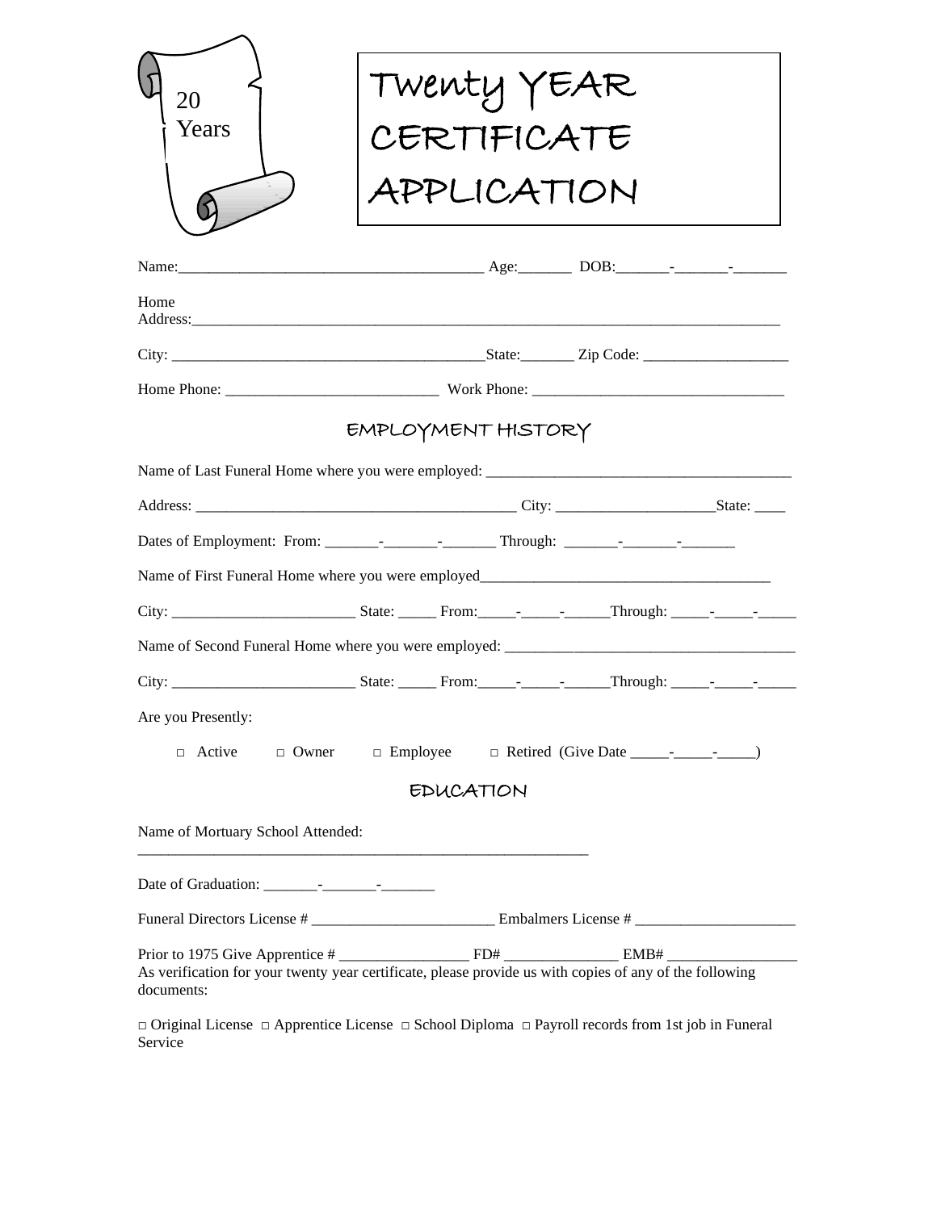20 Years

# Twenty YEAR CERTIFICATE APPLICATION

Name:________________________________________ Age:_______ DOB:_______-_______-_______

Home Address:________________________________________________________________________________

City: __________________________________________State:_______ Zip Code: ___________________

Home Phone: ___________________________ Work Phone: _________________________________

## EMPLOYMENT HISTORY

Name of Last Funeral Home where you were employed: ________________________________________

Address: __________________________________________ City: _____________________State: ____

Dates of Employment: From: _______-_______-_______ Through: _______-_______-_______

Name of First Funeral Home where you were employed______________________________________

City: ________________________ State: _____ From:_____-_____-______Through: _____-_____-_____

Name of Second Funeral Home where you were employed: ______________________________________

City: ________________________ State: _____ From:_____-_____-______Through: _____-_____-_____

Are you Presently:

□ Active □ Owner □ Employee □ Retired (Give Date _____-_____-_____)

## EDUCATION

Name of Mortuary School Attended: ____________________________________________________________

Date of Graduation: _______-_______-_______

Funeral Directors License # ________________________ Embalmers License # _____________________

Prior to 1975 Give Apprentice # _________________ FD# _______________ EMB# _________________

As verification for your twenty year certificate, please provide us with copies of any of the following documents:

□ Original License □ Apprentice License □ School Diploma □ Payroll records from 1st job in Funeral Service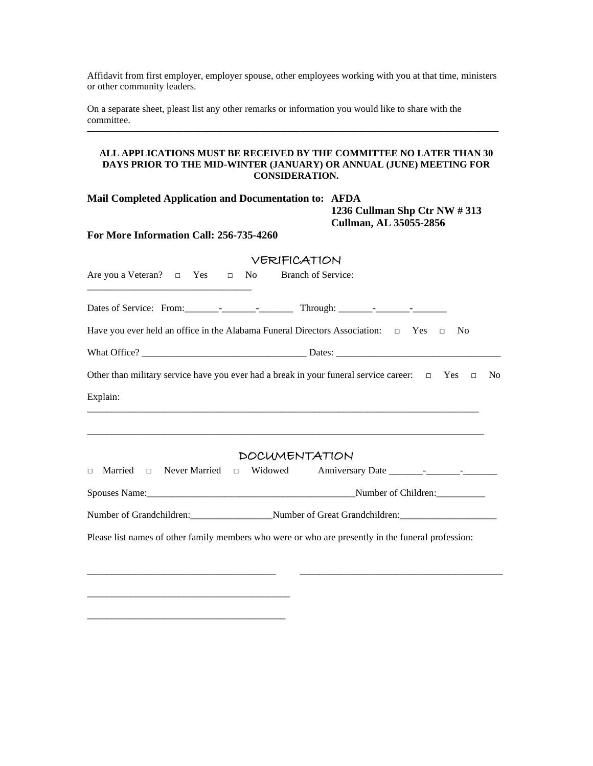Affidavit from first employer, employer spouse, other employees working with you at that time, ministers or other community leaders.

On a separate sheet, pleast list any other remarks or information you would like to share with the committee.

---

**ALL APPLICATIONS MUST BE RECEIVED BY THE COMMITTEE NO LATER THAN 30 DAYS PRIOR TO THE MID-WINTER (JANUARY) OR ANNUAL (JUNE) MEETING FOR CONSIDERATION.**

**Mail Completed Application and Documentation to: AFDA**
**1236 Cullman Shp Ctr NW # 313**
**Cullman, AL 35055-2856**

**For More Information Call: 256-735-4260**

## VERIFICATION

Are you a Veteran? □ Yes □ No Branch of Service: ________________________________

Dates of Service: From:_______-_______-_______ Through: _______-_______-_______

Have you ever held an office in the Alabama Funeral Directors Association: □ Yes □ No

What Office? _________________________________ Dates: __________________________________

Other than military service have you ever had a break in your funeral service career: □ Yes □ No

Explain: ______________________________________________________________________________

_______________________________________________________________________________________

## DOCUMENTATION

□ Married □ Never Married □ Widowed Anniversary Date _______-_______-_______

Spouses Name:___________________________________________Number of Children:__________

Number of Grandchildren:_________________Number of Great Grandchildren:____________________

Please list names of other family members who were or who are presently in the funeral profession:

_____________________________________ __________________________________________

_________________________________________

________________________________________